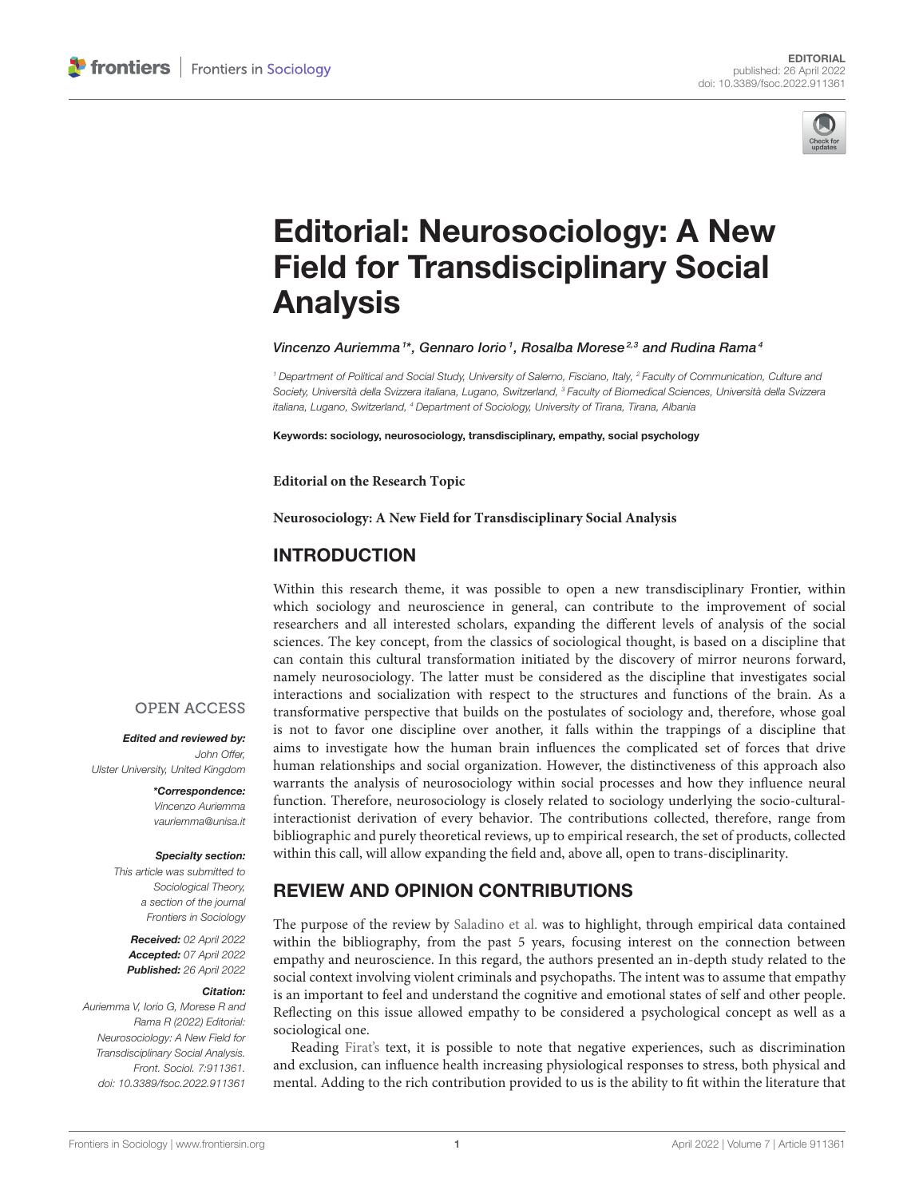EDITORIAL
published: 26 April 2022
doi: 10.3389/fsoc.2022.911361

# Editorial: Neurosociology: A New Field for Transdisciplinary Social Analysis

*Vincenzo Auriemma[1]\*, Gennaro Iorio[1], Rosalba Morese[2,3] and Rudina Rama[4]*

[1] Department of Political and Social Study, University of Salerno, Fisciano, Italy, [2] Faculty of Communication, Culture and Society, Università della Svizzera italiana, Lugano, Switzerland, [3] Faculty of Biomedical Sciences, Università della Svizzera italiana, Lugano, Switzerland, [4] Department of Sociology, University of Tirana, Tirana, Albania

**Keywords:** sociology, neurosociology, transdisciplinary, empathy, social psychology

**Editorial on the Research Topic**

**Neurosociology: A New Field for Transdisciplinary Social Analysis**

OPEN ACCESS

***Edited and reviewed by:***
*John Offer, Ulster University, United Kingdom*

***\*Correspondence:***
*Vincenzo Auriemma*
*vauriemma@unisa.it*

***Specialty section:***
*This article was submitted to Sociological Theory, a section of the journal Frontiers in Sociology*

***Received:*** *02 April 2022*
***Accepted:*** *07 April 2022*
***Published:*** *26 April 2022*

***Citation:***
*Auriemma V, Iorio G, Morese R and Rama R (2022) Editorial: Neurosociology: A New Field for Transdisciplinary Social Analysis. Front. Sociol. 7:911361. doi: 10.3389/fsoc.2022.911361*

## INTRODUCTION

Within this research theme, it was possible to open a new transdisciplinary Frontier, within which sociology and neuroscience in general, can contribute to the improvement of social researchers and all interested scholars, expanding the different levels of analysis of the social sciences. The key concept, from the classics of sociological thought, is based on a discipline that can contain this cultural transformation initiated by the discovery of mirror neurons forward, namely neurosociology. The latter must be considered as the discipline that investigates social interactions and socialization with respect to the structures and functions of the brain. As a transformative perspective that builds on the postulates of sociology and, therefore, whose goal is not to favor one discipline over another, it falls within the trappings of a discipline that aims to investigate how the human brain influences the complicated set of forces that drive human relationships and social organization. However, the distinctiveness of this approach also warrants the analysis of neurosociology within social processes and how they influence neural function. Therefore, neurosociology is closely related to sociology underlying the socio-cultural-interactionist derivation of every behavior. The contributions collected, therefore, range from bibliographic and purely theoretical reviews, up to empirical research, the set of products, collected within this call, will allow expanding the field and, above all, open to trans-disciplinarity.

## REVIEW AND OPINION CONTRIBUTIONS

The purpose of the review by Saladino et al. was to highlight, through empirical data contained within the bibliography, from the past 5 years, focusing interest on the connection between empathy and neuroscience. In this regard, the authors presented an in-depth study related to the social context involving violent criminals and psychopaths. The intent was to assume that empathy is an important to feel and understand the cognitive and emotional states of self and other people. Reflecting on this issue allowed empathy to be considered a psychological concept as well as a sociological one.

Reading Firat's text, it is possible to note that negative experiences, such as discrimination and exclusion, can influence health increasing physiological responses to stress, both physical and mental. Adding to the rich contribution provided to us is the ability to fit within the literature that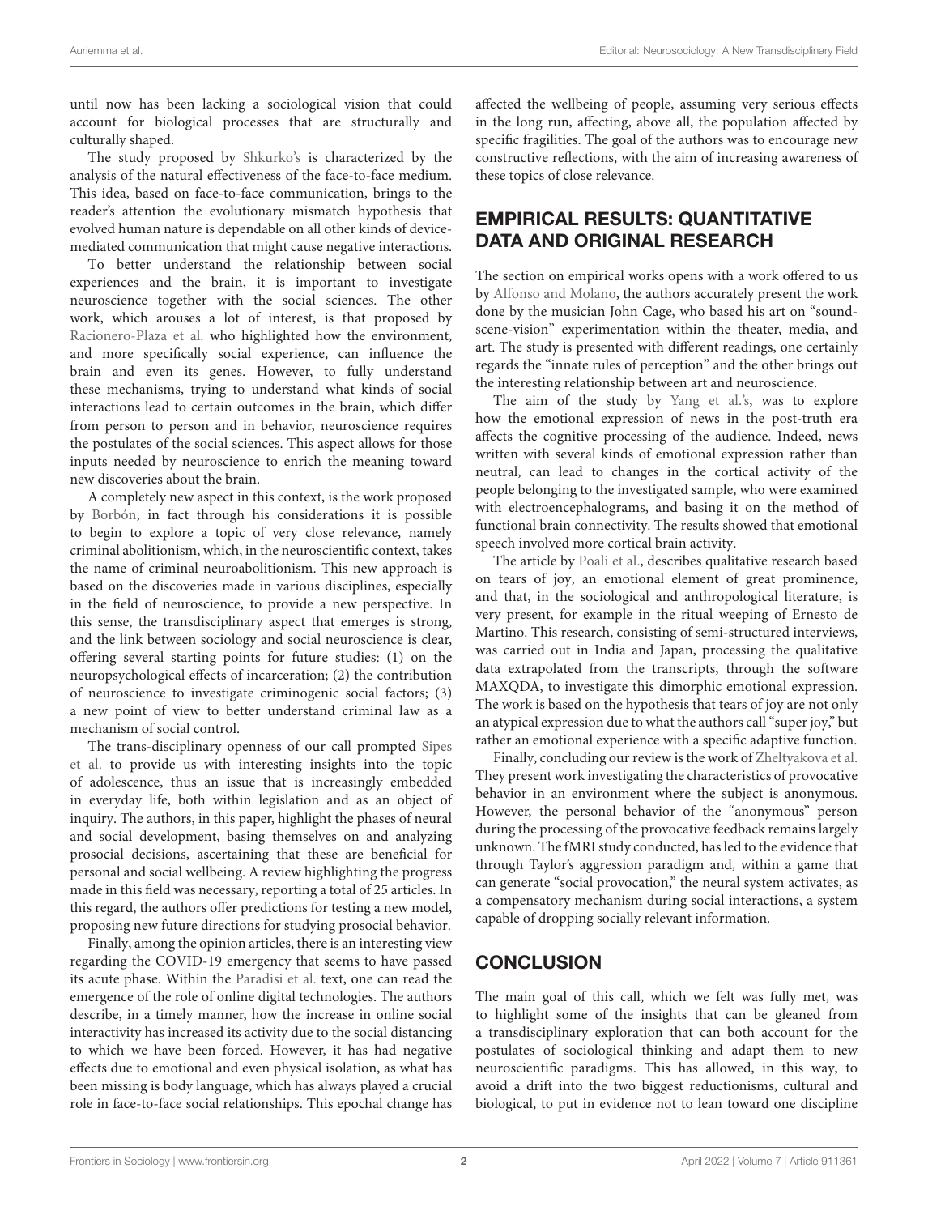until now has been lacking a sociological vision that could account for biological processes that are structurally and culturally shaped.

The study proposed by Shkurko's is characterized by the analysis of the natural effectiveness of the face-to-face medium. This idea, based on face-to-face communication, brings to the reader's attention the evolutionary mismatch hypothesis that evolved human nature is dependable on all other kinds of device-mediated communication that might cause negative interactions.

To better understand the relationship between social experiences and the brain, it is important to investigate neuroscience together with the social sciences. The other work, which arouses a lot of interest, is that proposed by Racionero-Plaza et al. who highlighted how the environment, and more specifically social experience, can influence the brain and even its genes. However, to fully understand these mechanisms, trying to understand what kinds of social interactions lead to certain outcomes in the brain, which differ from person to person and in behavior, neuroscience requires the postulates of the social sciences. This aspect allows for those inputs needed by neuroscience to enrich the meaning toward new discoveries about the brain.

A completely new aspect in this context, is the work proposed by Borbón, in fact through his considerations it is possible to begin to explore a topic of very close relevance, namely criminal abolitionism, which, in the neuroscientific context, takes the name of criminal neuroabolitionism. This new approach is based on the discoveries made in various disciplines, especially in the field of neuroscience, to provide a new perspective. In this sense, the transdisciplinary aspect that emerges is strong, and the link between sociology and social neuroscience is clear, offering several starting points for future studies: (1) on the neuropsychological effects of incarceration; (2) the contribution of neuroscience to investigate criminogenic social factors; (3) a new point of view to better understand criminal law as a mechanism of social control.

The trans-disciplinary openness of our call prompted Sipes et al. to provide us with interesting insights into the topic of adolescence, thus an issue that is increasingly embedded in everyday life, both within legislation and as an object of inquiry. The authors, in this paper, highlight the phases of neural and social development, basing themselves on and analyzing prosocial decisions, ascertaining that these are beneficial for personal and social wellbeing. A review highlighting the progress made in this field was necessary, reporting a total of 25 articles. In this regard, the authors offer predictions for testing a new model, proposing new future directions for studying prosocial behavior.

Finally, among the opinion articles, there is an interesting view regarding the COVID-19 emergency that seems to have passed its acute phase. Within the Paradisi et al. text, one can read the emergence of the role of online digital technologies. The authors describe, in a timely manner, how the increase in online social interactivity has increased its activity due to the social distancing to which we have been forced. However, it has had negative effects due to emotional and even physical isolation, as what has been missing is body language, which has always played a crucial role in face-to-face social relationships. This epochal change has affected the wellbeing of people, assuming very serious effects in the long run, affecting, above all, the population affected by specific fragilities. The goal of the authors was to encourage new constructive reflections, with the aim of increasing awareness of these topics of close relevance.

## EMPIRICAL RESULTS: QUANTITATIVE DATA AND ORIGINAL RESEARCH

The section on empirical works opens with a work offered to us by Alfonso and Molano, the authors accurately present the work done by the musician John Cage, who based his art on "sound-scene-vision" experimentation within the theater, media, and art. The study is presented with different readings, one certainly regards the "innate rules of perception" and the other brings out the interesting relationship between art and neuroscience.

The aim of the study by Yang et al.'s, was to explore how the emotional expression of news in the post-truth era affects the cognitive processing of the audience. Indeed, news written with several kinds of emotional expression rather than neutral, can lead to changes in the cortical activity of the people belonging to the investigated sample, who were examined with electroencephalograms, and basing it on the method of functional brain connectivity. The results showed that emotional speech involved more cortical brain activity.

The article by Poali et al., describes qualitative research based on tears of joy, an emotional element of great prominence, and that, in the sociological and anthropological literature, is very present, for example in the ritual weeping of Ernesto de Martino. This research, consisting of semi-structured interviews, was carried out in India and Japan, processing the qualitative data extrapolated from the transcripts, through the software MAXQDA, to investigate this dimorphic emotional expression. The work is based on the hypothesis that tears of joy are not only an atypical expression due to what the authors call "super joy," but rather an emotional experience with a specific adaptive function.

Finally, concluding our review is the work of Zheltyakova et al. They present work investigating the characteristics of provocative behavior in an environment where the subject is anonymous. However, the personal behavior of the "anonymous" person during the processing of the provocative feedback remains largely unknown. The fMRI study conducted, has led to the evidence that through Taylor's aggression paradigm and, within a game that can generate "social provocation," the neural system activates, as a compensatory mechanism during social interactions, a system capable of dropping socially relevant information.

## CONCLUSION

The main goal of this call, which we felt was fully met, was to highlight some of the insights that can be gleaned from a transdisciplinary exploration that can both account for the postulates of sociological thinking and adapt them to new neuroscientific paradigms. This has allowed, in this way, to avoid a drift into the two biggest reductionisms, cultural and biological, to put in evidence not to lean toward one discipline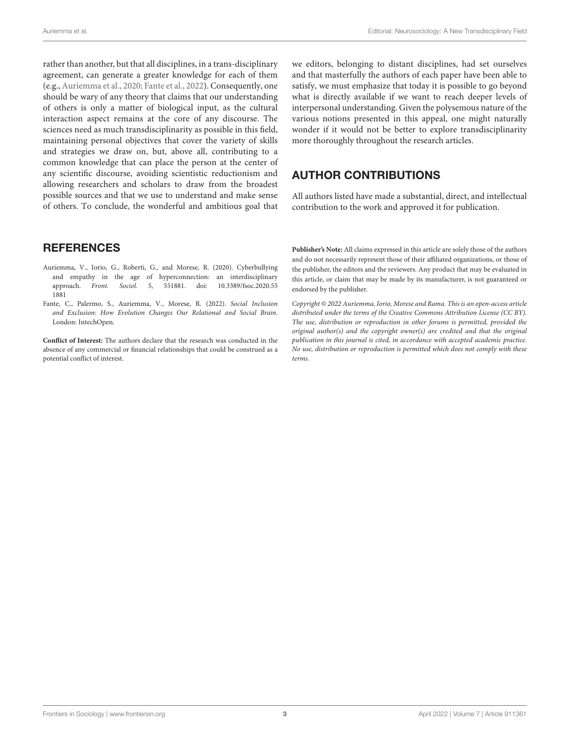rather than another, but that all disciplines, in a trans-disciplinary agreement, can generate a greater knowledge for each of them (e.g., Auriemma et al., 2020; Fante et al., 2022). Consequently, one should be wary of any theory that claims that our understanding of others is only a matter of biological input, as the cultural interaction aspect remains at the core of any discourse. The sciences need as much transdisciplinarity as possible in this field, maintaining personal objectives that cover the variety of skills and strategies we draw on, but, above all, contributing to a common knowledge that can place the person at the center of any scientific discourse, avoiding scientistic reductionism and allowing researchers and scholars to draw from the broadest possible sources and that we use to understand and make sense of others. To conclude, the wonderful and ambitious goal that we editors, belonging to distant disciplines, had set ourselves and that masterfully the authors of each paper have been able to satisfy, we must emphasize that today it is possible to go beyond what is directly available if we want to reach deeper levels of interpersonal understanding. Given the polysemous nature of the various notions presented in this appeal, one might naturally wonder if it would not be better to explore transdisciplinarity more thoroughly throughout the research articles.

## AUTHOR CONTRIBUTIONS

All authors listed have made a substantial, direct, and intellectual contribution to the work and approved it for publication.

## REFERENCES

Auriemma, V., Iorio, G., Roberti, G., and Morese, R. (2020). Cyberbullying and empathy in the age of hyperconnection: an interdisciplinary approach. *Front. Sociol.* 5, 551881. doi: 10.3389/fsoc.2020.551881

Fante, C., Palermo, S., Auriemma, V., Morese, R. (2022). *Social Inclusion and Exclusion: How Evolution Changes Our Relational and Social Brain*. London: IntechOpen.

**Conflict of Interest:** The authors declare that the research was conducted in the absence of any commercial or financial relationships that could be construed as a potential conflict of interest.

**Publisher's Note:** All claims expressed in this article are solely those of the authors and do not necessarily represent those of their affiliated organizations, or those of the publisher, the editors and the reviewers. Any product that may be evaluated in this article, or claim that may be made by its manufacturer, is not guaranteed or endorsed by the publisher.

*Copyright © 2022 Auriemma, Iorio, Morese and Rama. This is an open-access article distributed under the terms of the Creative Commons Attribution License (CC BY). The use, distribution or reproduction in other forums is permitted, provided the original author(s) and the copyright owner(s) are credited and that the original publication in this journal is cited, in accordance with accepted academic practice. No use, distribution or reproduction is permitted which does not comply with these terms.*